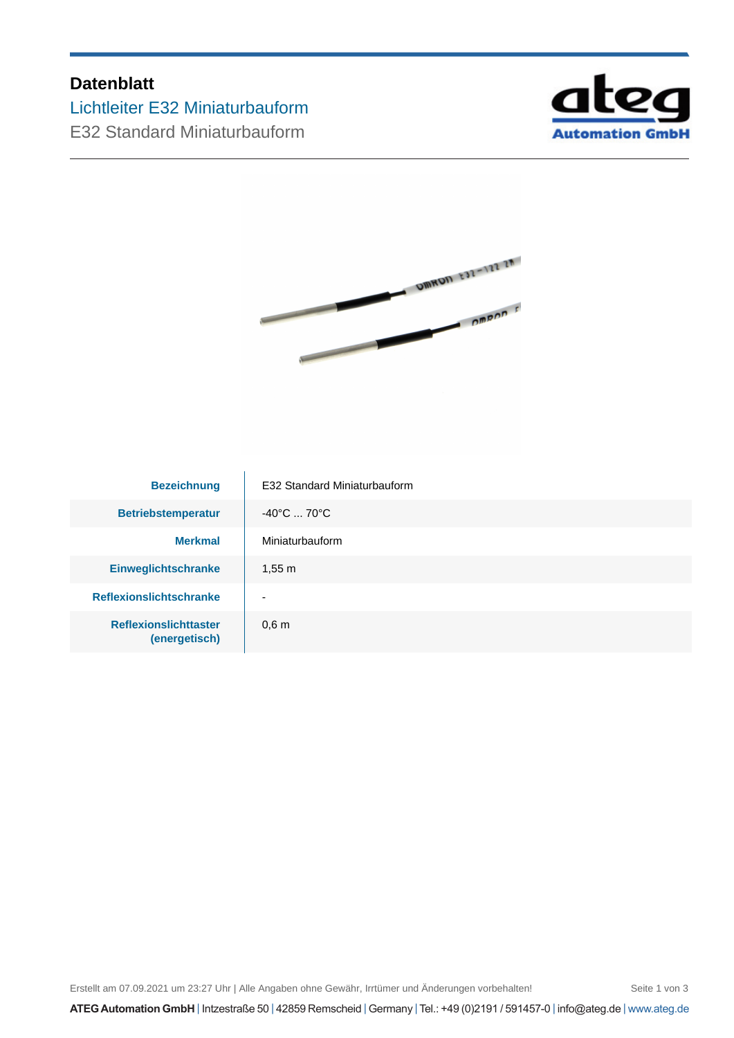# Datenblatt

## Lichtleiter E32 Miniaturbauform

### E32 Standard Miniaturbauform

| | |
|---|---|
| **Bezeichnung** | E32 Standard Miniaturbauform |
| **Betriebstemperatur** | -40°C ... 70°C |
| **Merkmal** | Miniaturbauform |
| **Einweglichtschranke** | 1,55 m |
| **Reflexionslichtschranke** | - |
| **Reflexionslichttaster (energetisch)** | 0,6 m |

Erstellt am 07.09.2021 um 23:27 Uhr | Alle Angaben ohne Gewähr, Irrtümer und Änderungen vorbehalten!

**ATEG Automation GmbH** | Intzestraße 50 | 42859 Remscheid | Germany | Tel.: +49 (0)2191 / 591457-0 | info@ateg.de | www.ateg.de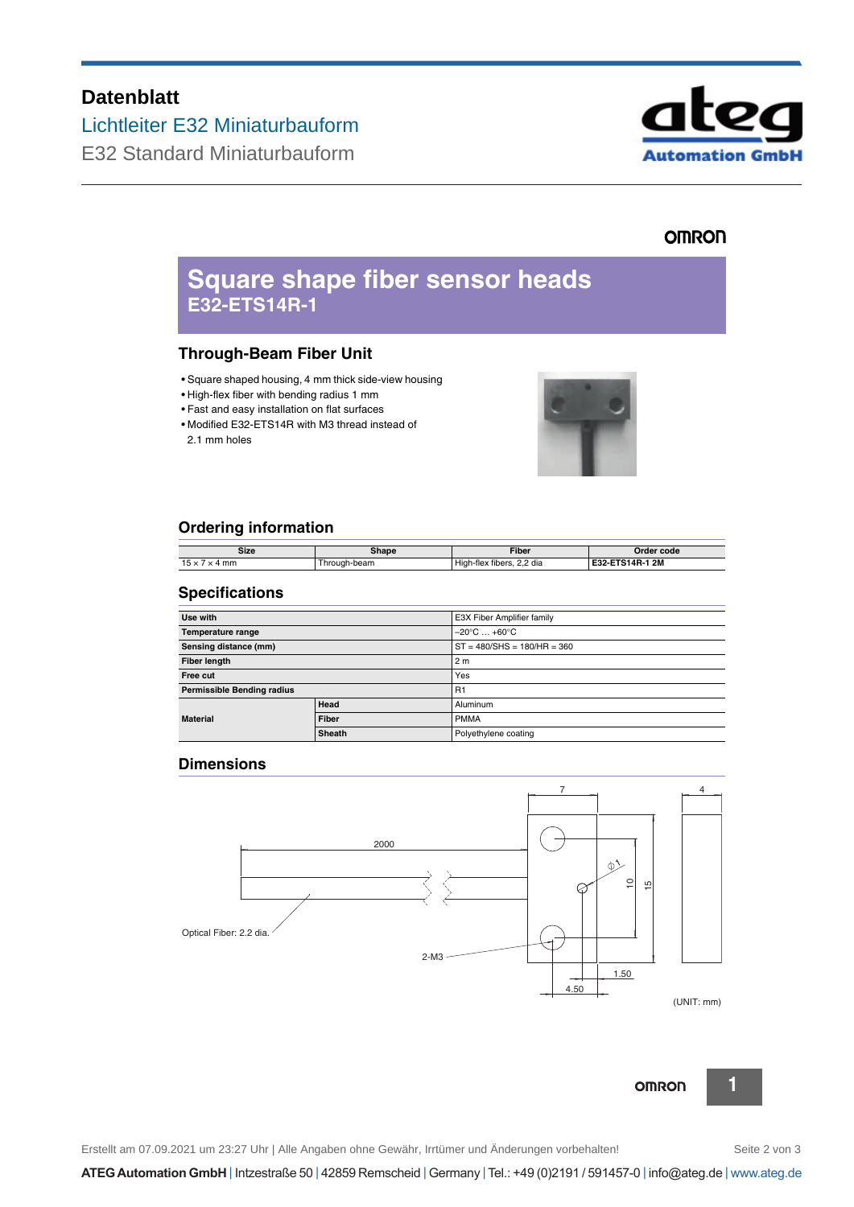# Datenblatt

## Lichtleiter E32 Miniaturbauform

E32 Standard Miniaturbauform

OMRON

# Square shape fiber sensor heads
**E32-ETS14R-1**

## Through-Beam Fiber Unit

- Square shaped housing, 4 mm thick side-view housing
- High-flex fiber with bending radius 1 mm
- Fast and easy installation on flat surfaces
- Modified E32-ETS14R with M3 thread instead of 2.1 mm holes

## Ordering information

| Size | Shape | Fiber | Order code |
|---|---|---|---|
| 15 × 7 × 4 mm | Through-beam | High-flex fibers, 2,2 dia | **E32-ETS14R-1 2M** |

## Specifications

| | | |
|---|---|---|
| **Use with** | | E3X Fiber Amplifier family |
| **Temperature range** | | −20°C … +60°C |
| **Sensing distance (mm)** | | ST = 480/SHS = 180/HR = 360 |
| **Fiber length** | | 2 m |
| **Free cut** | | Yes |
| **Permissible Bending radius** | | R1 |
| **Material** | **Head** | Aluminum |
| | **Fiber** | PMMA |
| | **Sheath** | Polyethylene coating |

## Dimensions

2000; Optical Fiber: 2.2 dia.; 2-M3; 7; 4; ⌀1; 10; 15; 1.50; 4.50

(UNIT: mm)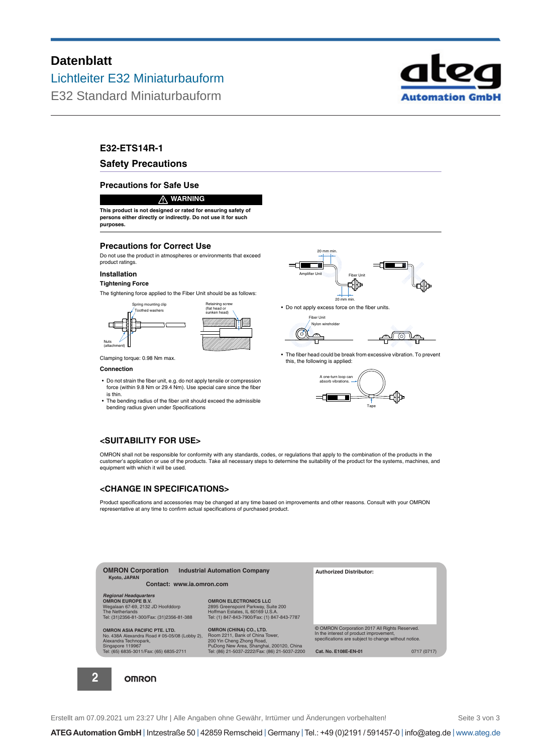# Datenblatt

## Lichtleiter E32 Miniaturbauform

E32 Standard Miniaturbauform

ateg Automation GmbH

### E32-ETS14R-1

## Safety Precautions

### Precautions for Safe Use

**⚠ WARNING**

**This product is not designed or rated for ensuring safety of persons either directly or indirectly. Do not use it for such purposes.**

### Precautions for Correct Use

Do not use the product in atmospheres or environments that exceed product ratings.

#### Installation

**Tightening Force**

The tightening force applied to the Fiber Unit should be as follows:

Spring mounting clip
Toothed washers
Nuts (attachment)
Retaining screw (flat head or sunken head)

Clamping torque: 0.98 Nm max.

**Connection**

- Do not strain the fiber unit, e.g. do not apply tensile or compression force (within 9.8 Nm or 29.4 Nm). Use special care since the fiber is thin.
- The bending radius of the fiber unit should exceed the admissible bending radius given under Specifications

20 mm min.
Amplifier Unit
Fiber Unit
20 mm min.

- Do not apply excess force on the fiber units.

Fiber Unit
Nylon wireholder

- The fiber head could be break from excessive vibration. To prevent this, the following is applied:

A one-turn loop can absorb vibrations.
Tape

### <SUITABILITY FOR USE>

OMRON shall not be responsible for conformity with any standards, codes, or regulations that apply to the combination of the products in the customer's application or use of the products. Take all necessary steps to determine the suitability of the product for the systems, machines, and equipment with which it will be used.

### <CHANGE IN SPECIFICATIONS>

Product specifications and accessories may be changed at any time based on improvements and other reasons. Consult with your OMRON representative at any time to confirm actual specifications of purchased product.

**OMRON Corporation** **Industrial Automation Company**
Kyoto, JAPAN

**Contact: www.ia.omron.com**

***Regional Headquarters***
**OMRON EUROPE B.V.**
Wegalaan 67-69, 2132 JD Hoofddorp
The Netherlands
Tel: (31)2356-81-300/Fax: (31)2356-81-388

**OMRON ELECTRONICS LLC**
2895 Greenspoint Parkway, Suite 200
Hoffman Estates, IL 60169 U.S.A.
Tel: (1) 847-843-7900/Fax: (1) 847-843-7787

**OMRON ASIA PACIFIC PTE. LTD.**
No. 438A Alexandra Road # 05-05/08 (Lobby 2),
Alexandra Technopark,
Singapore 119967
Tel: (65) 6835-3011/Fax: (65) 6835-2711

**OMRON (CHINA) CO., LTD.**
Room 2211, Bank of China Tower,
200 Yin Cheng Zhong Road,
PuDong New Area, Shanghai, 200120, China
Tel: (86) 21-5037-2222/Fax: (86) 21-5037-2200

**Authorized Distributor:**

© OMRON Corporation 2017 All Rights Reserved.
In the interest of product improvement,
specifications are subject to change without notice.

**Cat. No. E108E-EN-01** 0717 (0717)

OMRON

Erstellt am 07.09.2021 um 23:27 Uhr | Alle Angaben ohne Gewähr, Irrtümer und Änderungen vorbehalten!

**ATEG Automation GmbH** | Intzestraße 50 | 42859 Remscheid | Germany | Tel.: +49 (0)2191 / 591457-0 | info@ateg.de | www.ateg.de